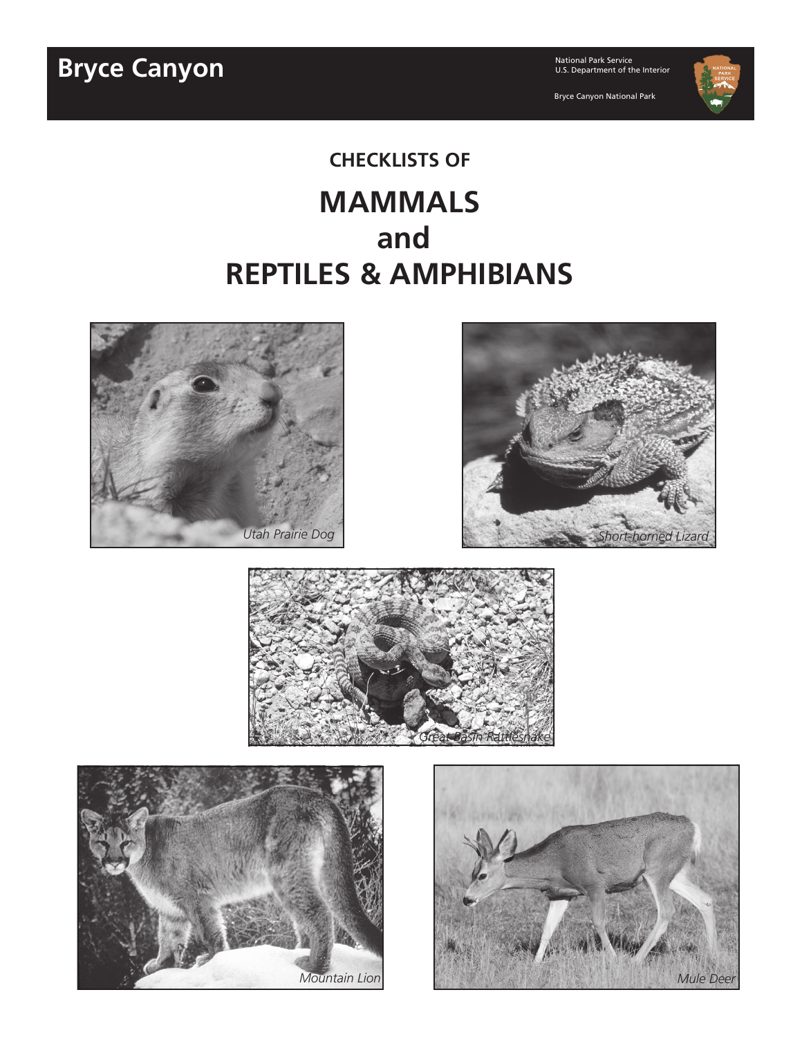# Bryce Canyon

National Park Service
U.S. Department of the Interior

Bryce Canyon National Park

## CHECKLISTS OF

# MAMMALS and REPTILES & AMPHIBIANS

*Utah Prairie Dog*

*Short-horned Lizard*

*Great Basin Rattlesnake*

*Mountain Lion*

*Mule Deer*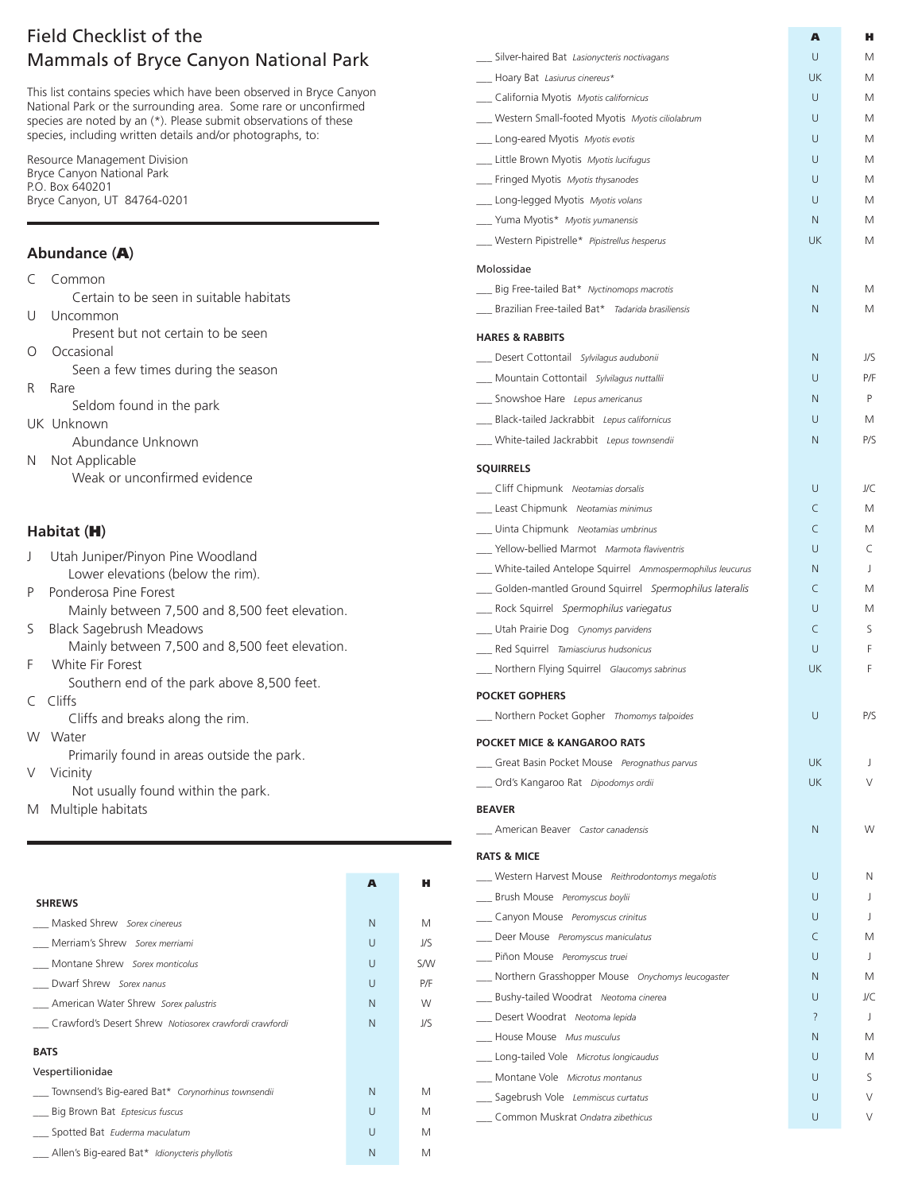# Field Checklist of the Mammals of Bryce Canyon National Park

This list contains species which have been observed in Bryce Canyon National Park or the surrounding area. Some rare or unconfirmed species are noted by an (*). Please submit observations of these species, including written details and/or photographs, to:

Resource Management Division
Bryce Canyon National Park
P.O. Box 640201
Bryce Canyon, UT 84764-0201

## Abundance (A)

- C Common
  Certain to be seen in suitable habitats
- U Uncommon
  Present but not certain to be seen
- O Occasional
  Seen a few times during the season
- R Rare
  Seldom found in the park
- UK Unknown
  Abundance Unknown
- N Not Applicable
  Weak or unconfirmed evidence

## Habitat (H)

- J Utah Juniper/Pinyon Pine Woodland
  Lower elevations (below the rim).
- P Ponderosa Pine Forest
  Mainly between 7,500 and 8,500 feet elevation.
- S Black Sagebrush Meadows
  Mainly between 7,500 and 8,500 feet elevation.
- F White Fir Forest
  Southern end of the park above 8,500 feet.
- C Cliffs
  Cliffs and breaks along the rim.
- W Water
  Primarily found in areas outside the park.
- V Vicinity
  Not usually found within the park.
- M Multiple habitats

| | A | H |
|---|---|---|
| **SHREWS** | | |
| ___ Masked Shrew *Sorex cinereus* | N | M |
| ___ Merriam's Shrew *Sorex merriami* | U | J/S |
| ___ Montane Shrew *Sorex monticolus* | U | S/W |
| ___ Dwarf Shrew *Sorex nanus* | U | P/F |
| ___ American Water Shrew *Sorex palustris* | N | W |
| ___ Crawford's Desert Shrew *Notiosorex crawfordi crawfordi* | N | J/S |
| **BATS** | | |
| Vespertilionidae | | |
| ___ Townsend's Big-eared Bat* *Corynorhinus townsendii* | N | M |
| ___ Big Brown Bat *Eptesicus fuscus* | U | M |
| ___ Spotted Bat *Euderma maculatum* | U | M |
| ___ Allen's Big-eared Bat* *Idionycteris phyllotis* | N | M |
| ___ Silver-haired Bat *Lasionycteris noctivagans* | U | M |
| ___ Hoary Bat *Lasiurus cinereus** | UK | M |
| ___ California Myotis *Myotis californicus* | U | M |
| ___ Western Small-footed Myotis *Myotis ciliolabrum* | U | M |
| ___ Long-eared Myotis *Myotis evotis* | U | M |
| ___ Little Brown Myotis *Myotis lucifugus* | U | M |
| ___ Fringed Myotis *Myotis thysanodes* | U | M |
| ___ Long-legged Myotis *Myotis volans* | U | M |
| ___ Yuma Myotis* *Myotis yumanensis* | N | M |
| ___ Western Pipistrelle* *Pipistrellus hesperus* | UK | M |
| Molossidae | | |
| ___ Big Free-tailed Bat* *Nyctinomops macrotis* | N | M |
| ___ Brazilian Free-tailed Bat* *Tadarida brasiliensis* | N | M |
| **HARES & RABBITS** | | |
| ___ Desert Cottontail *Sylvilagus audubonii* | N | J/S |
| ___ Mountain Cottontail *Sylvilagus nuttallii* | U | P/F |
| ___ Snowshoe Hare *Lepus americanus* | N | P |
| ___ Black-tailed Jackrabbit *Lepus californicus* | U | M |
| ___ White-tailed Jackrabbit *Lepus townsendii* | N | P/S |
| **SQUIRRELS** | | |
| ___ Cliff Chipmunk *Neotamias dorsalis* | U | J/C |
| ___ Least Chipmunk *Neotamias minimus* | C | M |
| ___ Uinta Chipmunk *Neotamias umbrinus* | C | M |
| ___ Yellow-bellied Marmot *Marmota flaviventris* | U | C |
| ___ White-tailed Antelope Squirrel *Ammospermophilus leucurus* | N | J |
| ___ Golden-mantled Ground Squirrel *Spermophilus lateralis* | C | M |
| ___ Rock Squirrel *Spermophilus variegatus* | U | M |
| ___ Utah Prairie Dog *Cynomys parvidens* | C | S |
| ___ Red Squirrel *Tamiasciurus hudsonicus* | U | F |
| ___ Northern Flying Squirrel *Glaucomys sabrinus* | UK | F |
| **POCKET GOPHERS** | | |
| ___ Northern Pocket Gopher *Thomomys talpoides* | U | P/S |
| **POCKET MICE & KANGAROO RATS** | | |
| ___ Great Basin Pocket Mouse *Perognathus parvus* | UK | J |
| ___ Ord's Kangaroo Rat *Dipodomys ordii* | UK | V |
| **BEAVER** | | |
| ___ American Beaver *Castor canadensis* | N | W |
| **RATS & MICE** | | |
| ___ Western Harvest Mouse *Reithrodontomys megalotis* | U | N |
| ___ Brush Mouse *Peromyscus boylii* | U | J |
| ___ Canyon Mouse *Peromyscus crinitus* | U | J |
| ___ Deer Mouse *Peromyscus maniculatus* | C | M |
| ___ Piñon Mouse *Peromyscus truei* | U | J |
| ___ Northern Grasshopper Mouse *Onychomys leucogaster* | N | M |
| ___ Bushy-tailed Woodrat *Neotoma cinerea* | U | J/C |
| ___ Desert Woodrat *Neotoma lepida* | ? | J |
| ___ House Mouse *Mus musculus* | N | M |
| ___ Long-tailed Vole *Microtus longicaudus* | U | M |
| ___ Montane Vole *Microtus montanus* | U | S |
| ___ Sagebrush Vole *Lemmiscus curtatus* | U | V |
| ___ Common Muskrat *Ondatra zibethicus* | U | V |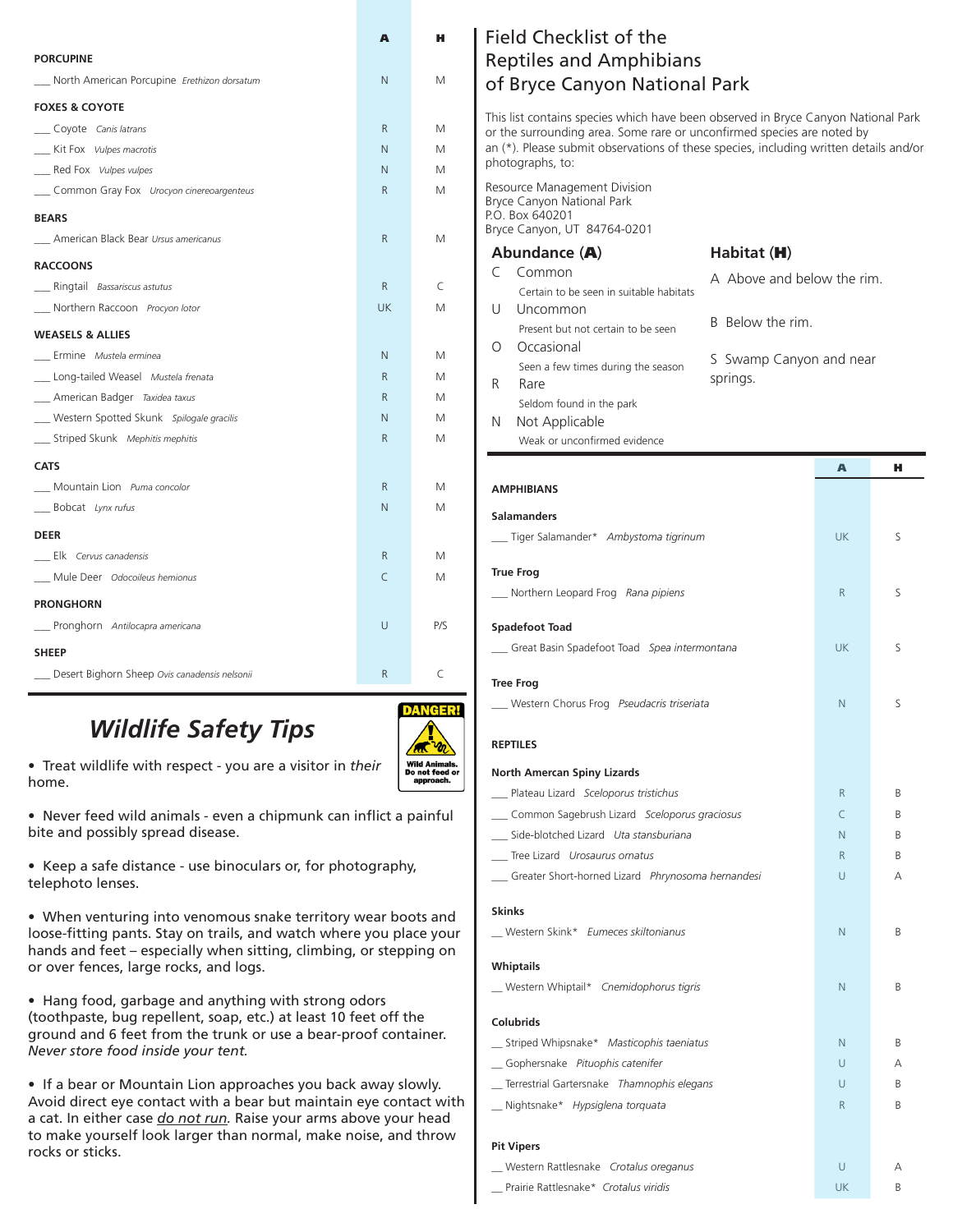| | A | H |
|---|---|---|
| **PORCUPINE** | | |
| ___ North American Porcupine *Erethizon dorsatum* | N | M |
| **FOXES & COYOTE** | | |
| ___ Coyote *Canis latrans* | R | M |
| ___ Kit Fox *Vulpes macrotis* | N | M |
| ___ Red Fox *Vulpes vulpes* | N | M |
| ___ Common Gray Fox *Urocyon cinereoargenteus* | R | M |
| **BEARS** | | |
| ___ American Black Bear *Ursus americanus* | R | M |
| **RACCOONS** | | |
| ___ Ringtail *Bassariscus astutus* | R | C |
| ___ Northern Raccoon *Procyon lotor* | UK | M |
| **WEASELS & ALLIES** | | |
| ___ Ermine *Mustela erminea* | N | M |
| ___ Long-tailed Weasel *Mustela frenata* | R | M |
| ___ American Badger *Taxidea taxus* | R | M |
| ___ Western Spotted Skunk *Spilogale gracilis* | N | M |
| ___ Striped Skunk *Mephitis mephitis* | R | M |
| **CATS** | | |
| ___ Mountain Lion *Puma concolor* | R | M |
| ___ Bobcat *Lynx rufus* | N | M |
| **DEER** | | |
| ___ Elk *Cervus canadensis* | R | M |
| ___ Mule Deer *Odocoileus hemionus* | C | M |
| **PRONGHORN** | | |
| ___ Pronghorn *Antilocapra americana* | U | P/S |
| **SHEEP** | | |
| ___ Desert Bighorn Sheep *Ovis canadensis nelsonii* | R | C |

## *Wildlife Safety Tips*

DANGER! Wild Animals. Do not feed or approach.

- Treat wildlife with respect - you are a visitor in *their* home.
- Never feed wild animals - even a chipmunk can inflict a painful bite and possibly spread disease.
- Keep a safe distance - use binoculars or, for photography, telephoto lenses.
- When venturing into venomous snake territory wear boots and loose-fitting pants. Stay on trails, and watch where you place your hands and feet – especially when sitting, climbing, or stepping on or over fences, large rocks, and logs.
- Hang food, garbage and anything with strong odors (toothpaste, bug repellent, soap, etc.) at least 10 feet off the ground and 6 feet from the trunk or use a bear-proof container. *Never store food inside your tent.*
- If a bear or Mountain Lion approaches you back away slowly. Avoid direct eye contact with a bear but maintain eye contact with a cat. In either case *do not run.* Raise your arms above your head to make yourself look larger than normal, make noise, and throw rocks or sticks.

# Field Checklist of the Reptiles and Amphibians of Bryce Canyon National Park

This list contains species which have been observed in Bryce Canyon National Park or the surrounding area. Some rare or unconfirmed species are noted by an (*). Please submit observations of these species, including written details and/or photographs, to:

Resource Management Division
Bryce Canyon National Park
P.O. Box 640201
Bryce Canyon, UT 84764-0201

### Abundance (A)

- C Common — Certain to be seen in suitable habitats
- U Uncommon — Present but not certain to be seen
- O Occasional — Seen a few times during the season
- R Rare — Seldom found in the park
- N Not Applicable — Weak or unconfirmed evidence

### Habitat (H)

- A Above and below the rim.
- B Below the rim.
- S Swamp Canyon and near springs.

| | A | H |
|---|---|---|
| **AMPHIBIANS** | | |
| **Salamanders** | | |
| ___ Tiger Salamander* *Ambystoma tigrinum* | UK | S |
| **True Frog** | | |
| ___ Northern Leopard Frog *Rana pipiens* | R | S |
| **Spadefoot Toad** | | |
| ___ Great Basin Spadefoot Toad *Spea intermontana* | UK | S |
| **Tree Frog** | | |
| ___ Western Chorus Frog *Pseudacris triseriata* | N | S |
| **REPTILES** | | |
| **North Amercan Spiny Lizards** | | |
| ___ Plateau Lizard *Sceloporus tristichus* | R | B |
| ___ Common Sagebrush Lizard *Sceloporus graciosus* | C | B |
| ___ Side-blotched Lizard *Uta stansburiana* | N | B |
| ___ Tree Lizard *Urosaurus ornatus* | R | B |
| ___ Greater Short-horned Lizard *Phrynosoma hernandesi* | U | A |
| **Skinks** | | |
| __ Western Skink* *Eumeces skiltonianus* | N | B |
| **Whiptails** | | |
| __ Western Whiptail* *Cnemidophorus tigris* | N | B |
| **Colubrids** | | |
| __ Striped Whipsnake* *Masticophis taeniatus* | N | B |
| __ Gophersnake *Pituophis catenifer* | U | A |
| __ Terrestrial Gartersnake *Thamnophis elegans* | U | B |
| __ Nightsnake* *Hypsiglena torquata* | R | B |
| **Pit Vipers** | | |
| __ Western Rattlesnake *Crotalus oreganus* | U | A |
| __ Prairie Rattlesnake* *Crotalus viridis* | UK | B |